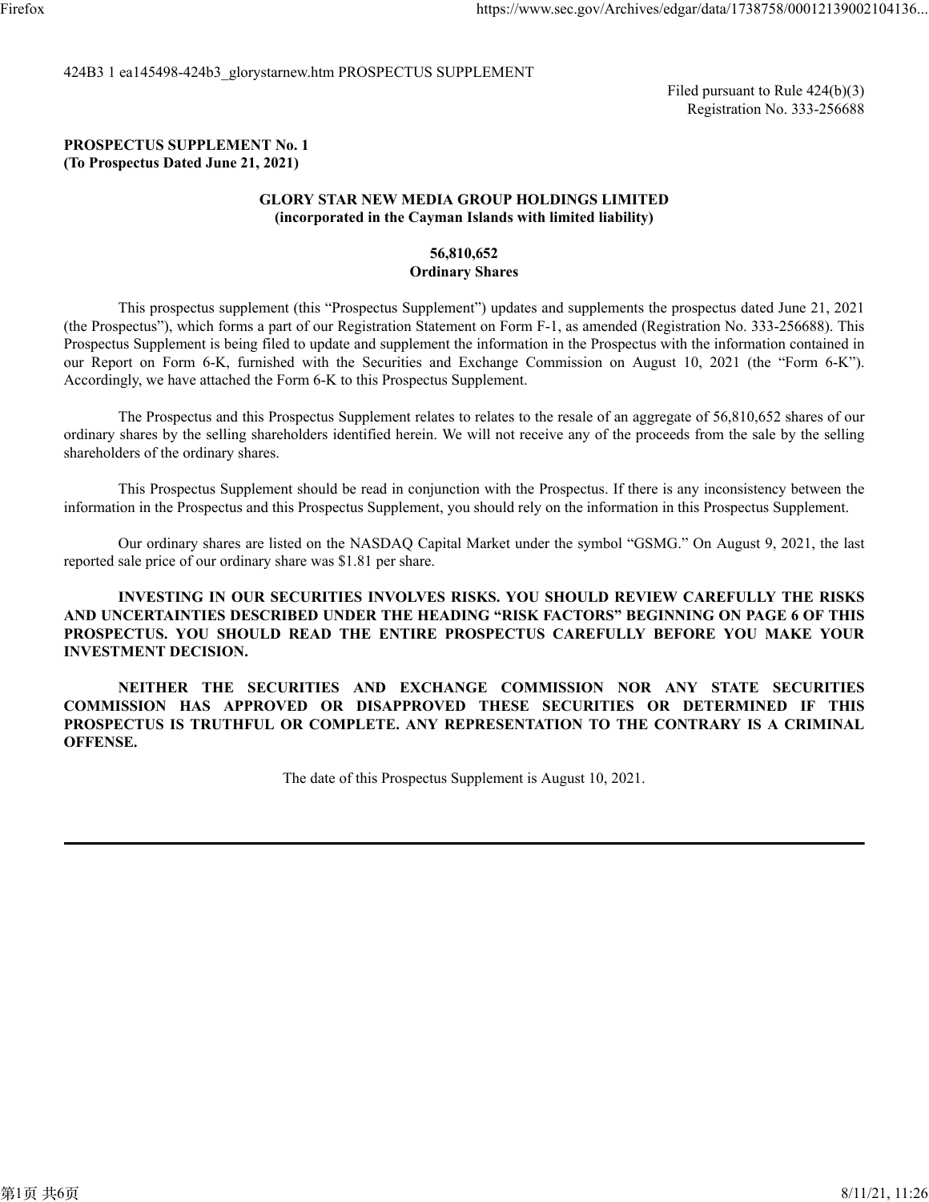424B3 1 ea145498-424b3_glorystarnew.htm PROSPECTUS SUPPLEMENT

Filed pursuant to Rule 424(b)(3)
Registration No. 333-256688

**PROSPECTUS SUPPLEMENT No. 1**
**(To Prospectus Dated June 21, 2021)**

**GLORY STAR NEW MEDIA GROUP HOLDINGS LIMITED**
**(incorporated in the Cayman Islands with limited liability)**

**56,810,652**
**Ordinary Shares**

This prospectus supplement (this "Prospectus Supplement") updates and supplements the prospectus dated June 21, 2021 (the Prospectus"), which forms a part of our Registration Statement on Form F-1, as amended (Registration No. 333-256688). This Prospectus Supplement is being filed to update and supplement the information in the Prospectus with the information contained in our Report on Form 6-K, furnished with the Securities and Exchange Commission on August 10, 2021 (the "Form 6-K"). Accordingly, we have attached the Form 6-K to this Prospectus Supplement.

The Prospectus and this Prospectus Supplement relates to relates to the resale of an aggregate of 56,810,652 shares of our ordinary shares by the selling shareholders identified herein. We will not receive any of the proceeds from the sale by the selling shareholders of the ordinary shares.

This Prospectus Supplement should be read in conjunction with the Prospectus. If there is any inconsistency between the information in the Prospectus and this Prospectus Supplement, you should rely on the information in this Prospectus Supplement.

Our ordinary shares are listed on the NASDAQ Capital Market under the symbol "GSMG." On August 9, 2021, the last reported sale price of our ordinary share was $1.81 per share.

**INVESTING IN OUR SECURITIES INVOLVES RISKS. YOU SHOULD REVIEW CAREFULLY THE RISKS AND UNCERTAINTIES DESCRIBED UNDER THE HEADING "RISK FACTORS" BEGINNING ON PAGE 6 OF THIS PROSPECTUS. YOU SHOULD READ THE ENTIRE PROSPECTUS CAREFULLY BEFORE YOU MAKE YOUR INVESTMENT DECISION.**

**NEITHER THE SECURITIES AND EXCHANGE COMMISSION NOR ANY STATE SECURITIES COMMISSION HAS APPROVED OR DISAPPROVED THESE SECURITIES OR DETERMINED IF THIS PROSPECTUS IS TRUTHFUL OR COMPLETE. ANY REPRESENTATION TO THE CONTRARY IS A CRIMINAL OFFENSE.**

The date of this Prospectus Supplement is August 10, 2021.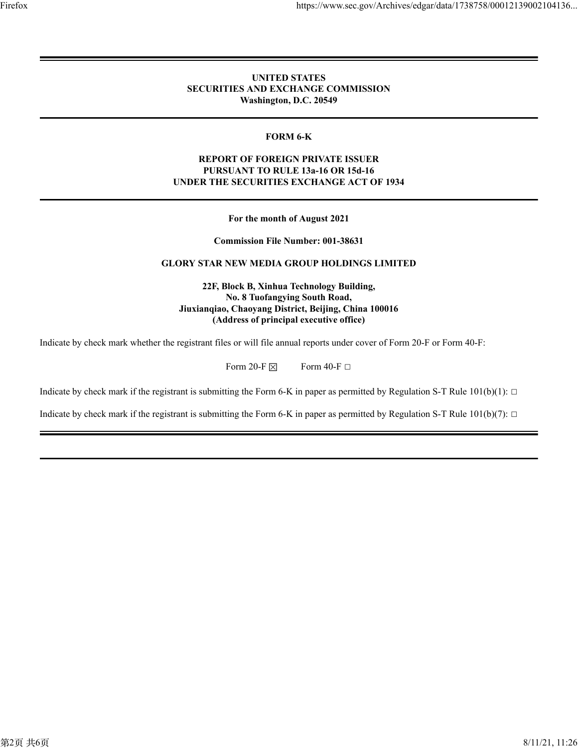**UNITED STATES**
**SECURITIES AND EXCHANGE COMMISSION**
**Washington, D.C. 20549**

---

**FORM 6-K**

**REPORT OF FOREIGN PRIVATE ISSUER**
**PURSUANT TO RULE 13a-16 OR 15d-16**
**UNDER THE SECURITIES EXCHANGE ACT OF 1934**

---

**For the month of August 2021**

**Commission File Number: 001-38631**

**GLORY STAR NEW MEDIA GROUP HOLDINGS LIMITED**

**22F, Block B, Xinhua Technology Building,**
**No. 8 Tuofangying South Road,**
**Jiuxianqiao, Chaoyang District, Beijing, China 100016**
**(Address of principal executive office)**

Indicate by check mark whether the registrant files or will file annual reports under cover of Form 20-F or Form 40-F:

Form 20-F ☒ Form 40-F ☐

Indicate by check mark if the registrant is submitting the Form 6-K in paper as permitted by Regulation S-T Rule 101(b)(1): ☐

Indicate by check mark if the registrant is submitting the Form 6-K in paper as permitted by Regulation S-T Rule 101(b)(7): ☐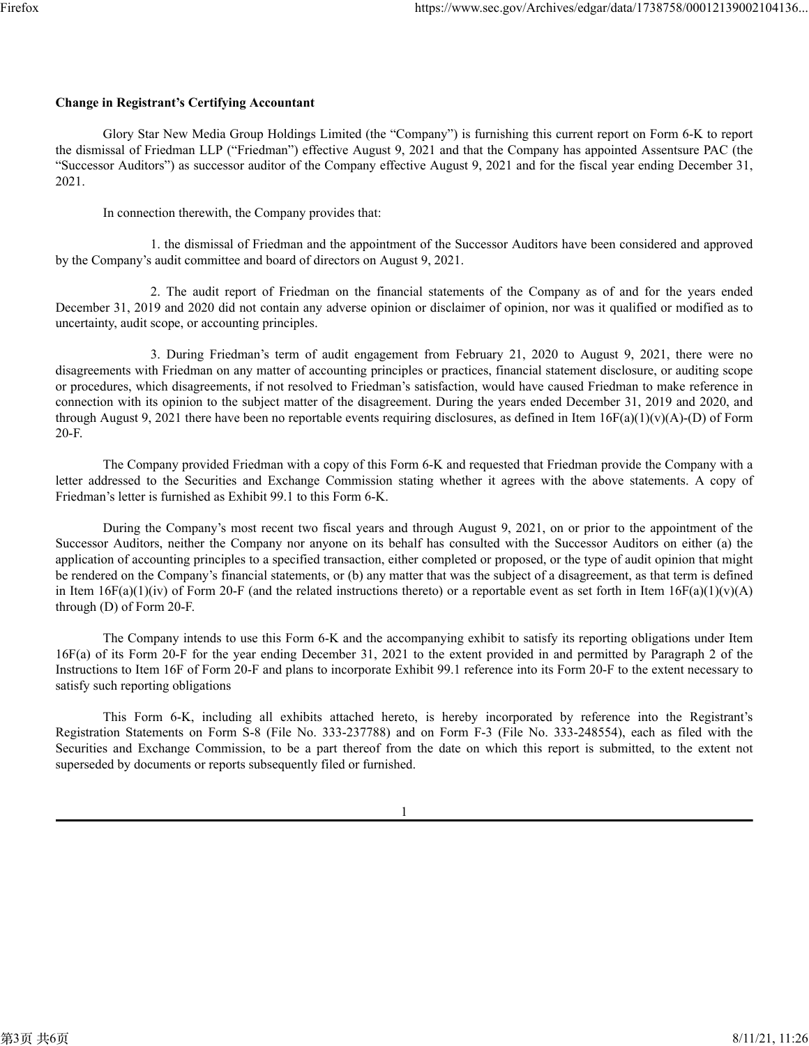**Change in Registrant's Certifying Accountant**

Glory Star New Media Group Holdings Limited (the "Company") is furnishing this current report on Form 6-K to report the dismissal of Friedman LLP ("Friedman") effective August 9, 2021 and that the Company has appointed Assentsure PAC (the "Successor Auditors") as successor auditor of the Company effective August 9, 2021 and for the fiscal year ending December 31, 2021.

In connection therewith, the Company provides that:

1. the dismissal of Friedman and the appointment of the Successor Auditors have been considered and approved by the Company's audit committee and board of directors on August 9, 2021.

2. The audit report of Friedman on the financial statements of the Company as of and for the years ended December 31, 2019 and 2020 did not contain any adverse opinion or disclaimer of opinion, nor was it qualified or modified as to uncertainty, audit scope, or accounting principles.

3. During Friedman's term of audit engagement from February 21, 2020 to August 9, 2021, there were no disagreements with Friedman on any matter of accounting principles or practices, financial statement disclosure, or auditing scope or procedures, which disagreements, if not resolved to Friedman's satisfaction, would have caused Friedman to make reference in connection with its opinion to the subject matter of the disagreement. During the years ended December 31, 2019 and 2020, and through August 9, 2021 there have been no reportable events requiring disclosures, as defined in Item 16F(a)(1)(v)(A)-(D) of Form 20-F.

The Company provided Friedman with a copy of this Form 6-K and requested that Friedman provide the Company with a letter addressed to the Securities and Exchange Commission stating whether it agrees with the above statements. A copy of Friedman's letter is furnished as Exhibit 99.1 to this Form 6-K.

During the Company's most recent two fiscal years and through August 9, 2021, on or prior to the appointment of the Successor Auditors, neither the Company nor anyone on its behalf has consulted with the Successor Auditors on either (a) the application of accounting principles to a specified transaction, either completed or proposed, or the type of audit opinion that might be rendered on the Company's financial statements, or (b) any matter that was the subject of a disagreement, as that term is defined in Item 16F(a)(1)(iv) of Form 20-F (and the related instructions thereto) or a reportable event as set forth in Item 16F(a)(1)(v)(A) through (D) of Form 20-F.

The Company intends to use this Form 6-K and the accompanying exhibit to satisfy its reporting obligations under Item 16F(a) of its Form 20-F for the year ending December 31, 2021 to the extent provided in and permitted by Paragraph 2 of the Instructions to Item 16F of Form 20-F and plans to incorporate Exhibit 99.1 reference into its Form 20-F to the extent necessary to satisfy such reporting obligations

This Form 6-K, including all exhibits attached hereto, is hereby incorporated by reference into the Registrant's Registration Statements on Form S-8 (File No. 333-237788) and on Form F-3 (File No. 333-248554), each as filed with the Securities and Exchange Commission, to be a part thereof from the date on which this report is submitted, to the extent not superseded by documents or reports subsequently filed or furnished.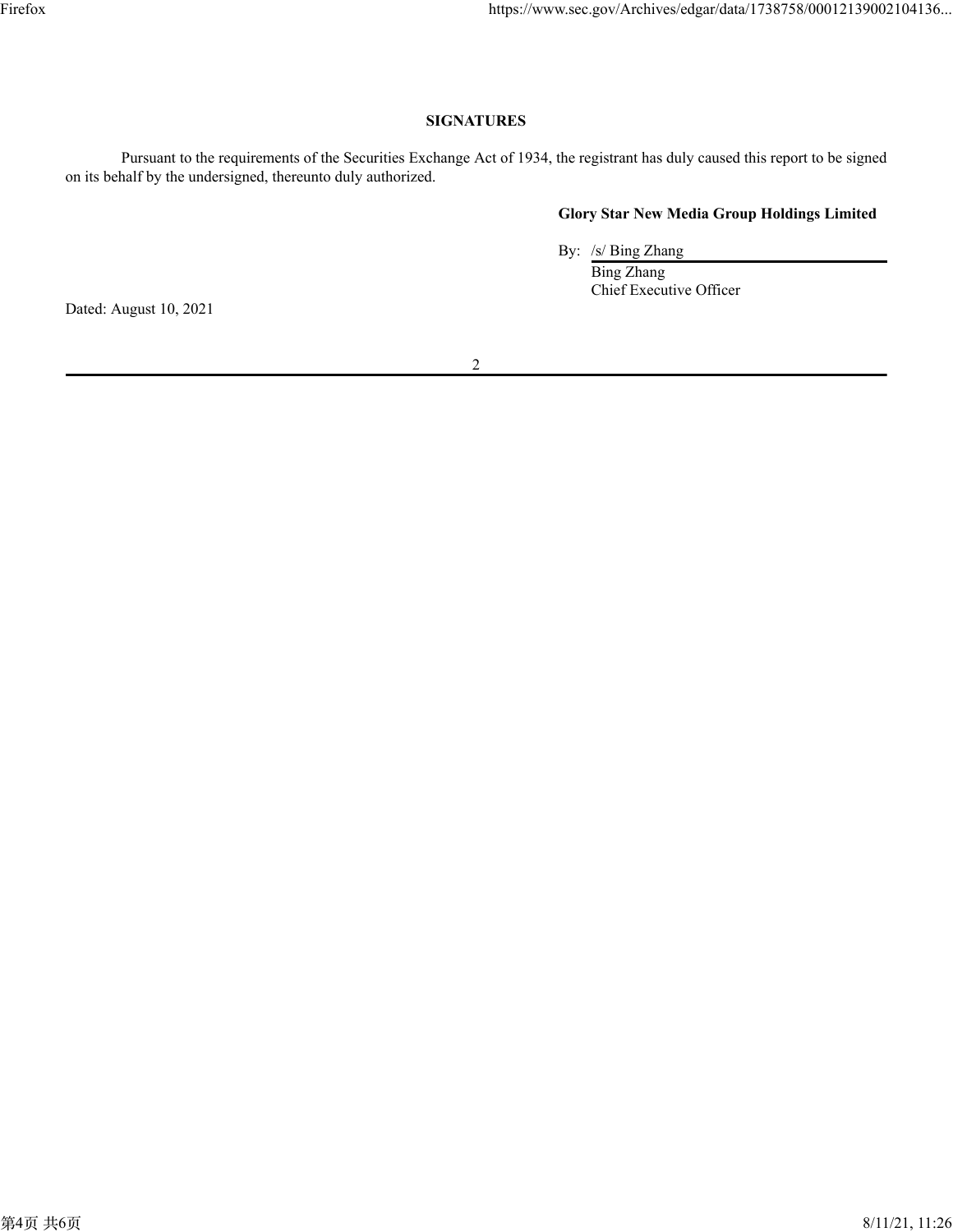## SIGNATURES

Pursuant to the requirements of the Securities Exchange Act of 1934, the registrant has duly caused this report to be signed on its behalf by the undersigned, thereunto duly authorized.

**Glory Star New Media Group Holdings Limited**

By: /s/ Bing Zhang

Bing Zhang
Chief Executive Officer

Dated: August 10, 2021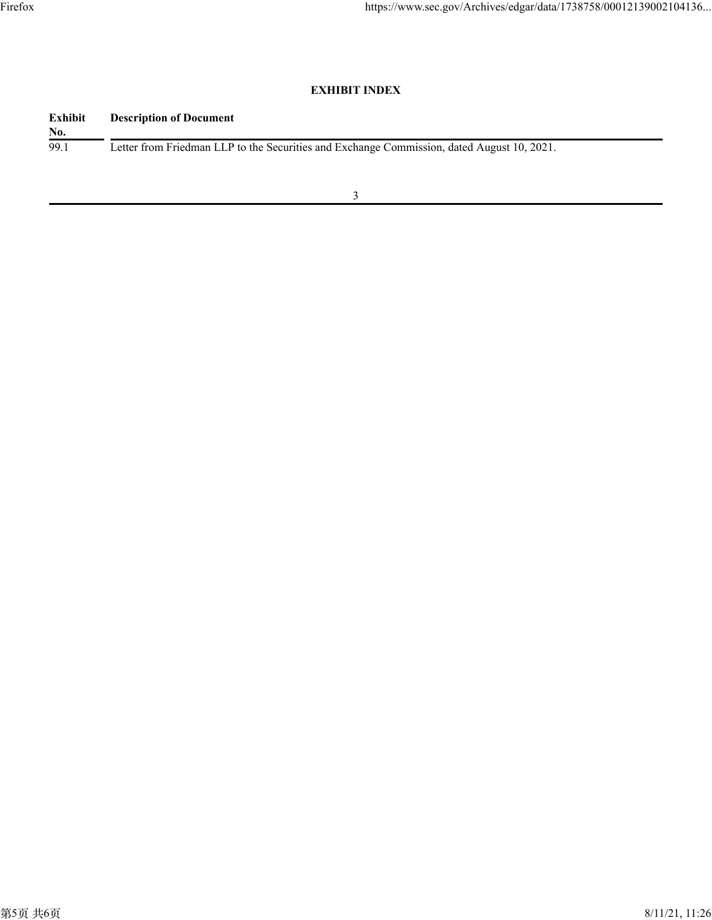**EXHIBIT INDEX**

| Exhibit No. | Description of Document |
|---|---|
| 99.1 | Letter from Friedman LLP to the Securities and Exchange Commission, dated August 10, 2021. |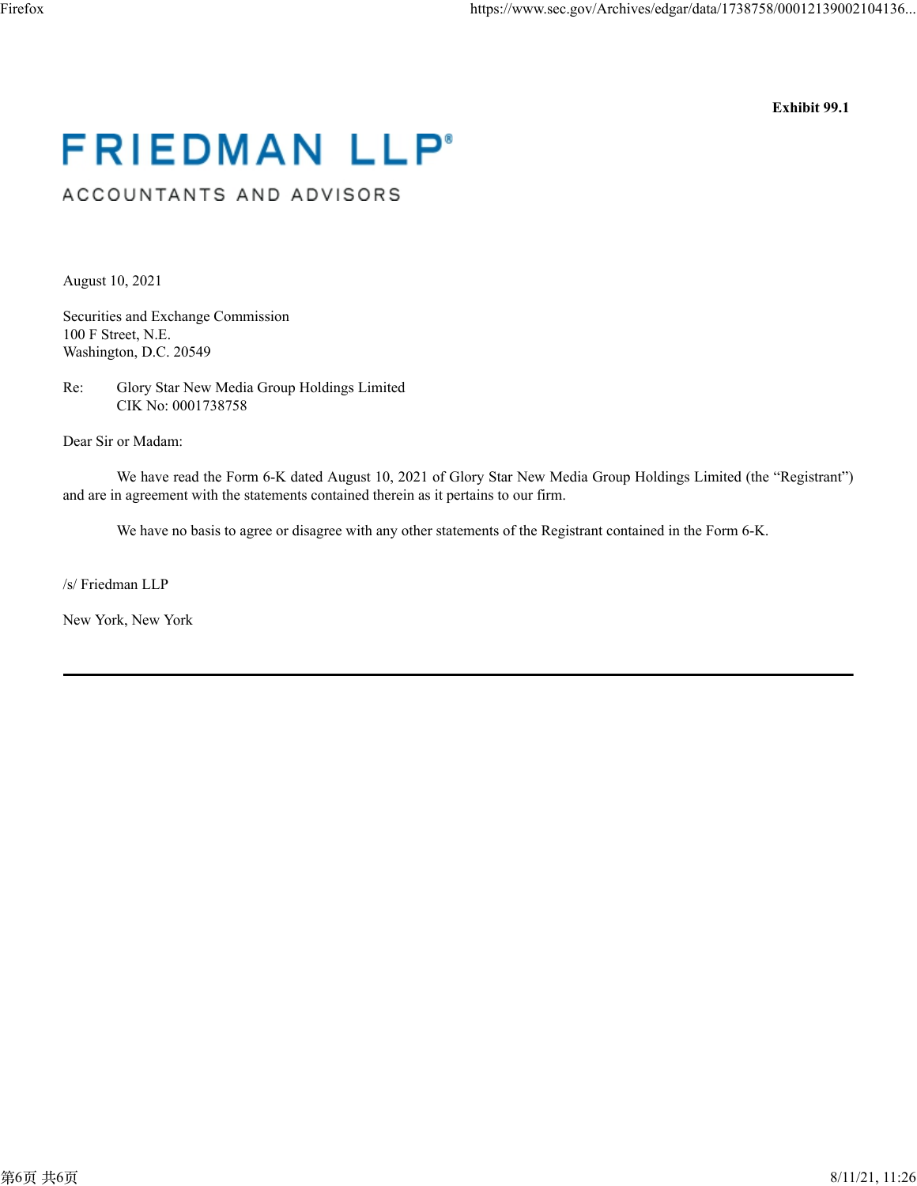**Exhibit 99.1**

# FRIEDMAN LLP®

ACCOUNTANTS AND ADVISORS

August 10, 2021

Securities and Exchange Commission
100 F Street, N.E.
Washington, D.C. 20549

Re: Glory Star New Media Group Holdings Limited
CIK No: 0001738758

Dear Sir or Madam:

We have read the Form 6-K dated August 10, 2021 of Glory Star New Media Group Holdings Limited (the "Registrant") and are in agreement with the statements contained therein as it pertains to our firm.

We have no basis to agree or disagree with any other statements of the Registrant contained in the Form 6-K.

/s/ Friedman LLP

New York, New York